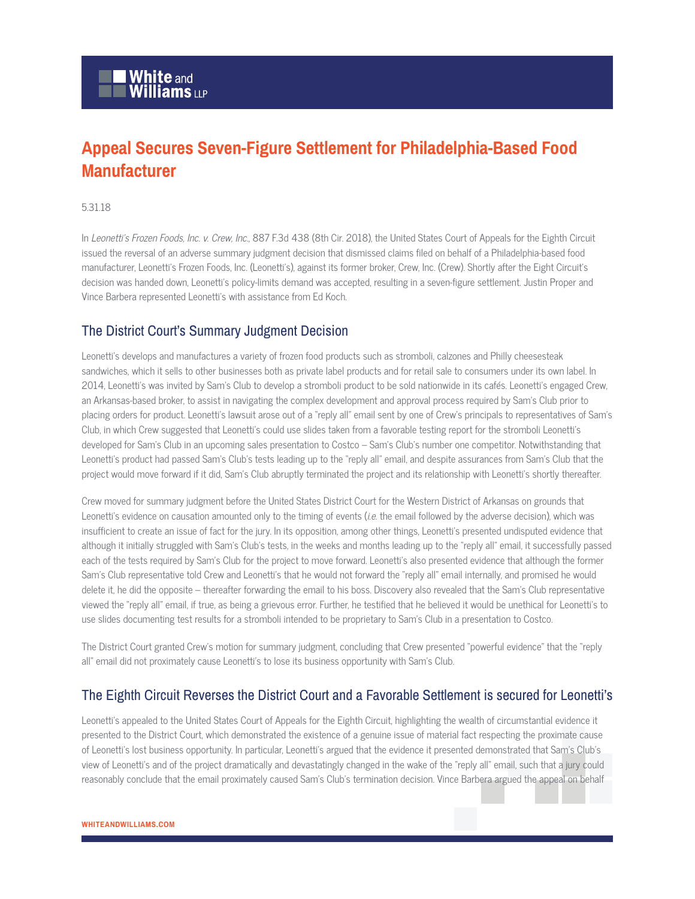# Appeal Secures Seven-Figure Settlement for Philadelphia-Based Food Manufacturer

5.31.18

In *Leonetti's Frozen Foods, Inc. v. Crew, Inc.*, 887 F.3d 438 (8th Cir. 2018), the United States Court of Appeals for the Eighth Circuit issued the reversal of an adverse summary judgment decision that dismissed claims filed on behalf of a Philadelphia-based food manufacturer, Leonetti's Frozen Foods, Inc. (Leonetti's), against its former broker, Crew, Inc. (Crew). Shortly after the Eight Circuit's decision was handed down, Leonetti's policy-limits demand was accepted, resulting in a seven-figure settlement. Justin Proper and Vince Barbera represented Leonetti's with assistance from Ed Koch.

## The District Court's Summary Judgment Decision

Leonetti's develops and manufactures a variety of frozen food products such as stromboli, calzones and Philly cheesesteak sandwiches, which it sells to other businesses both as private label products and for retail sale to consumers under its own label. In 2014, Leonetti's was invited by Sam's Club to develop a stromboli product to be sold nationwide in its cafés. Leonetti's engaged Crew, an Arkansas-based broker, to assist in navigating the complex development and approval process required by Sam's Club prior to placing orders for product. Leonetti's lawsuit arose out of a "reply all" email sent by one of Crew's principals to representatives of Sam's Club, in which Crew suggested that Leonetti's could use slides taken from a favorable testing report for the stromboli Leonetti's developed for Sam's Club in an upcoming sales presentation to Costco – Sam's Club's number one competitor. Notwithstanding that Leonetti's product had passed Sam's Club's tests leading up to the "reply all" email, and despite assurances from Sam's Club that the project would move forward if it did, Sam's Club abruptly terminated the project and its relationship with Leonetti's shortly thereafter.

Crew moved for summary judgment before the United States District Court for the Western District of Arkansas on grounds that Leonetti's evidence on causation amounted only to the timing of events (*i.e.* the email followed by the adverse decision), which was insufficient to create an issue of fact for the jury. In its opposition, among other things, Leonetti's presented undisputed evidence that although it initially struggled with Sam's Club's tests, in the weeks and months leading up to the "reply all" email, it successfully passed each of the tests required by Sam's Club for the project to move forward. Leonetti's also presented evidence that although the former Sam's Club representative told Crew and Leonetti's that he would not forward the "reply all" email internally, and promised he would delete it, he did the opposite – thereafter forwarding the email to his boss. Discovery also revealed that the Sam's Club representative viewed the "reply all" email, if true, as being a grievous error. Further, he testified that he believed it would be unethical for Leonetti's to use slides documenting test results for a stromboli intended to be proprietary to Sam's Club in a presentation to Costco.

The District Court granted Crew's motion for summary judgment, concluding that Crew presented "powerful evidence" that the "reply all" email did not proximately cause Leonetti's to lose its business opportunity with Sam's Club.

## The Eighth Circuit Reverses the District Court and a Favorable Settlement is secured for Leonetti's

Leonetti's appealed to the United States Court of Appeals for the Eighth Circuit, highlighting the wealth of circumstantial evidence it presented to the District Court, which demonstrated the existence of a genuine issue of material fact respecting the proximate cause of Leonetti's lost business opportunity. In particular, Leonetti's argued that the evidence it presented demonstrated that Sam's Club's view of Leonetti's and of the project dramatically and devastatingly changed in the wake of the "reply all" email, such that a jury could reasonably conclude that the email proximately caused Sam's Club's termination decision. Vince Barbera argued the appeal on behalf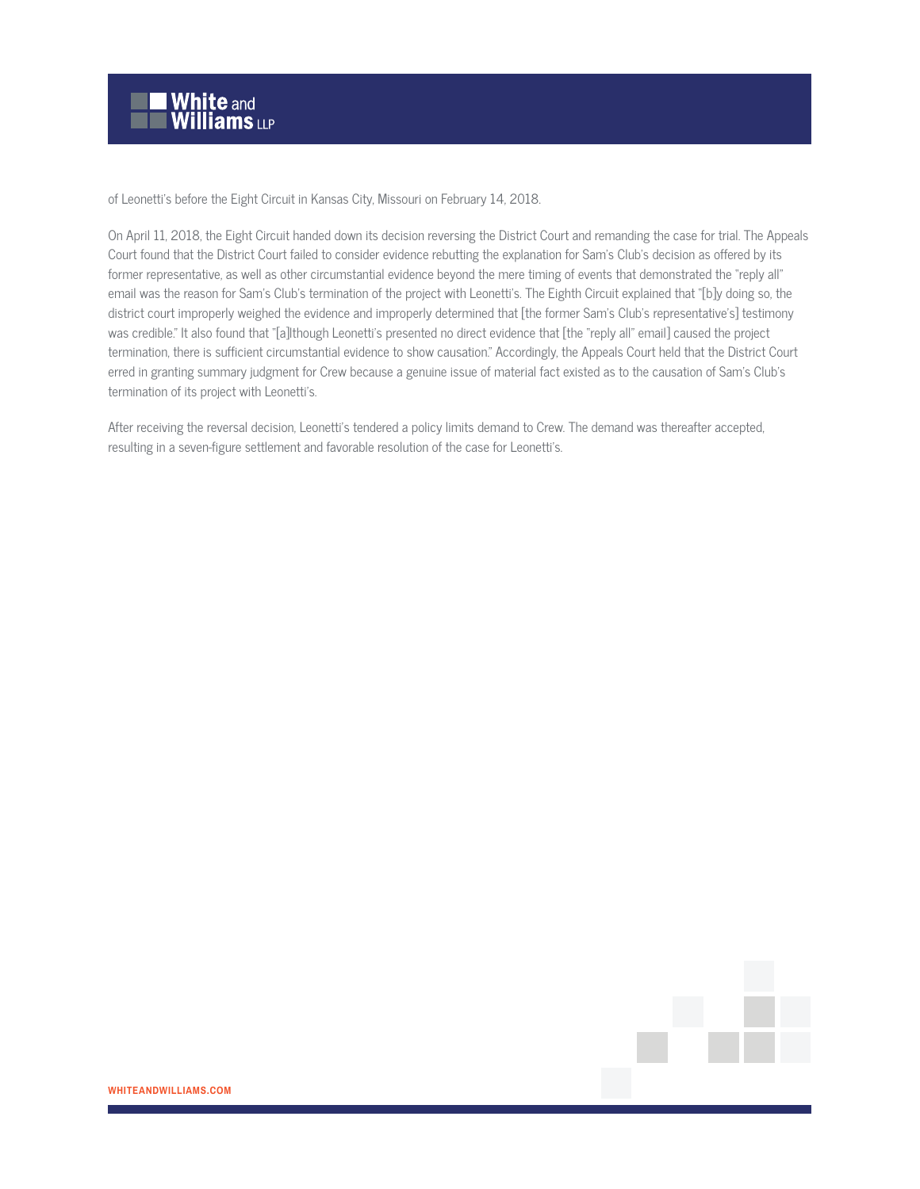of Leonetti's before the Eight Circuit in Kansas City, Missouri on February 14, 2018.

On April 11, 2018, the Eight Circuit handed down its decision reversing the District Court and remanding the case for trial. The Appeals Court found that the District Court failed to consider evidence rebutting the explanation for Sam's Club's decision as offered by its former representative, as well as other circumstantial evidence beyond the mere timing of events that demonstrated the "reply all" email was the reason for Sam's Club's termination of the project with Leonetti's. The Eighth Circuit explained that "[b]y doing so, the district court improperly weighed the evidence and improperly determined that [the former Sam's Club's representative's] testimony was credible." It also found that "[a]lthough Leonetti's presented no direct evidence that [the "reply all" email] caused the project termination, there is sufficient circumstantial evidence to show causation." Accordingly, the Appeals Court held that the District Court erred in granting summary judgment for Crew because a genuine issue of material fact existed as to the causation of Sam's Club's termination of its project with Leonetti's.

After receiving the reversal decision, Leonetti's tendered a policy limits demand to Crew. The demand was thereafter accepted, resulting in a seven-figure settlement and favorable resolution of the case for Leonetti's.